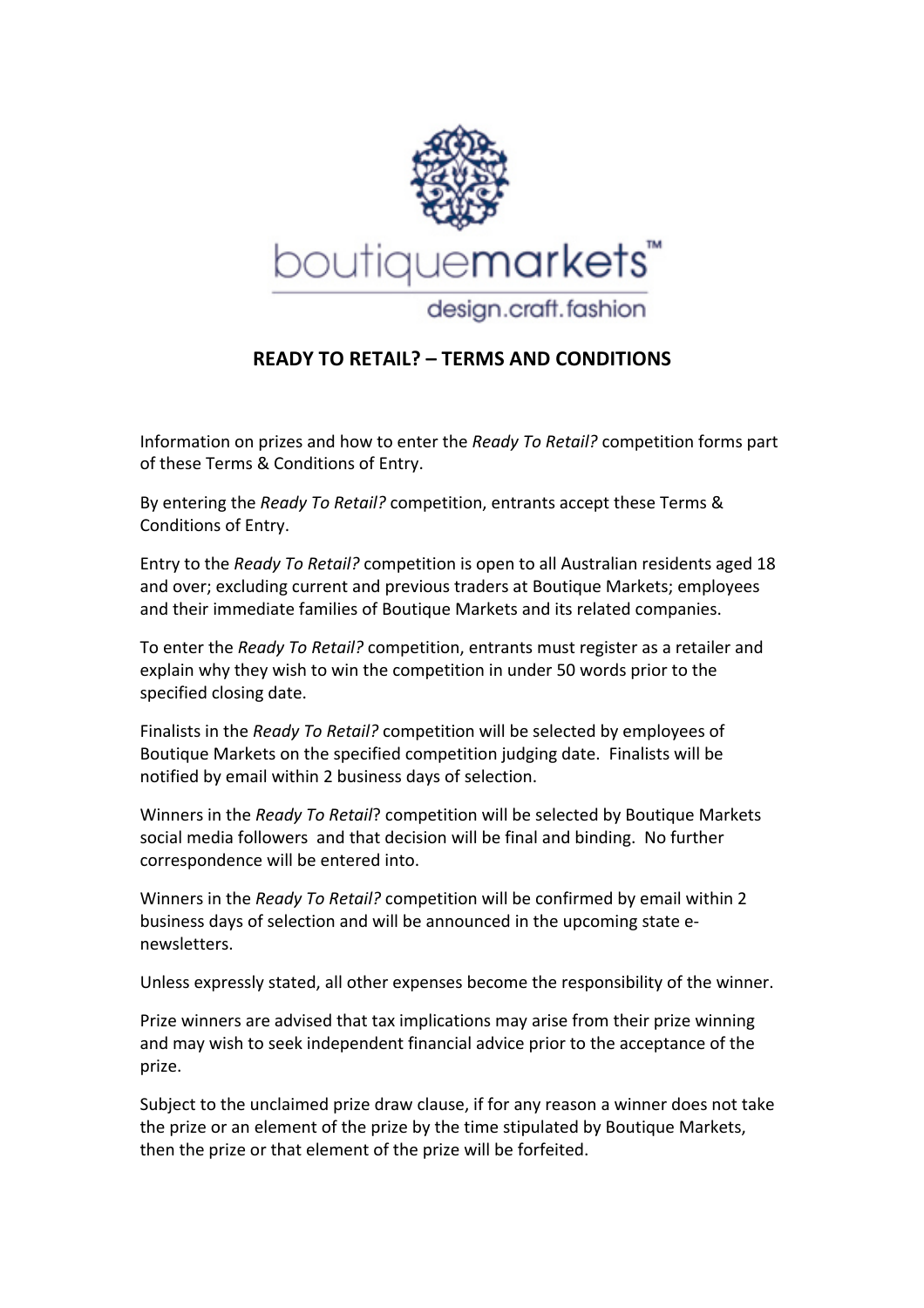boutiquemarkets™

design.craft.fashion

# READY TO RETAIL? – TERMS AND CONDITIONS

Information on prizes and how to enter the *Ready To Retail?* competition forms part of these Terms & Conditions of Entry.

By entering the *Ready To Retail?* competition, entrants accept these Terms & Conditions of Entry.

Entry to the *Ready To Retail?* competition is open to all Australian residents aged 18 and over; excluding current and previous traders at Boutique Markets; employees and their immediate families of Boutique Markets and its related companies.

To enter the *Ready To Retail?* competition, entrants must register as a retailer and explain why they wish to win the competition in under 50 words prior to the specified closing date.

Finalists in the *Ready To Retail?* competition will be selected by employees of Boutique Markets on the specified competition judging date. Finalists will be notified by email within 2 business days of selection.

Winners in the *Ready To Retail*? competition will be selected by Boutique Markets social media followers and that decision will be final and binding. No further correspondence will be entered into.

Winners in the *Ready To Retail?* competition will be confirmed by email within 2 business days of selection and will be announced in the upcoming state e-newsletters.

Unless expressly stated, all other expenses become the responsibility of the winner.

Prize winners are advised that tax implications may arise from their prize winning and may wish to seek independent financial advice prior to the acceptance of the prize.

Subject to the unclaimed prize draw clause, if for any reason a winner does not take the prize or an element of the prize by the time stipulated by Boutique Markets, then the prize or that element of the prize will be forfeited.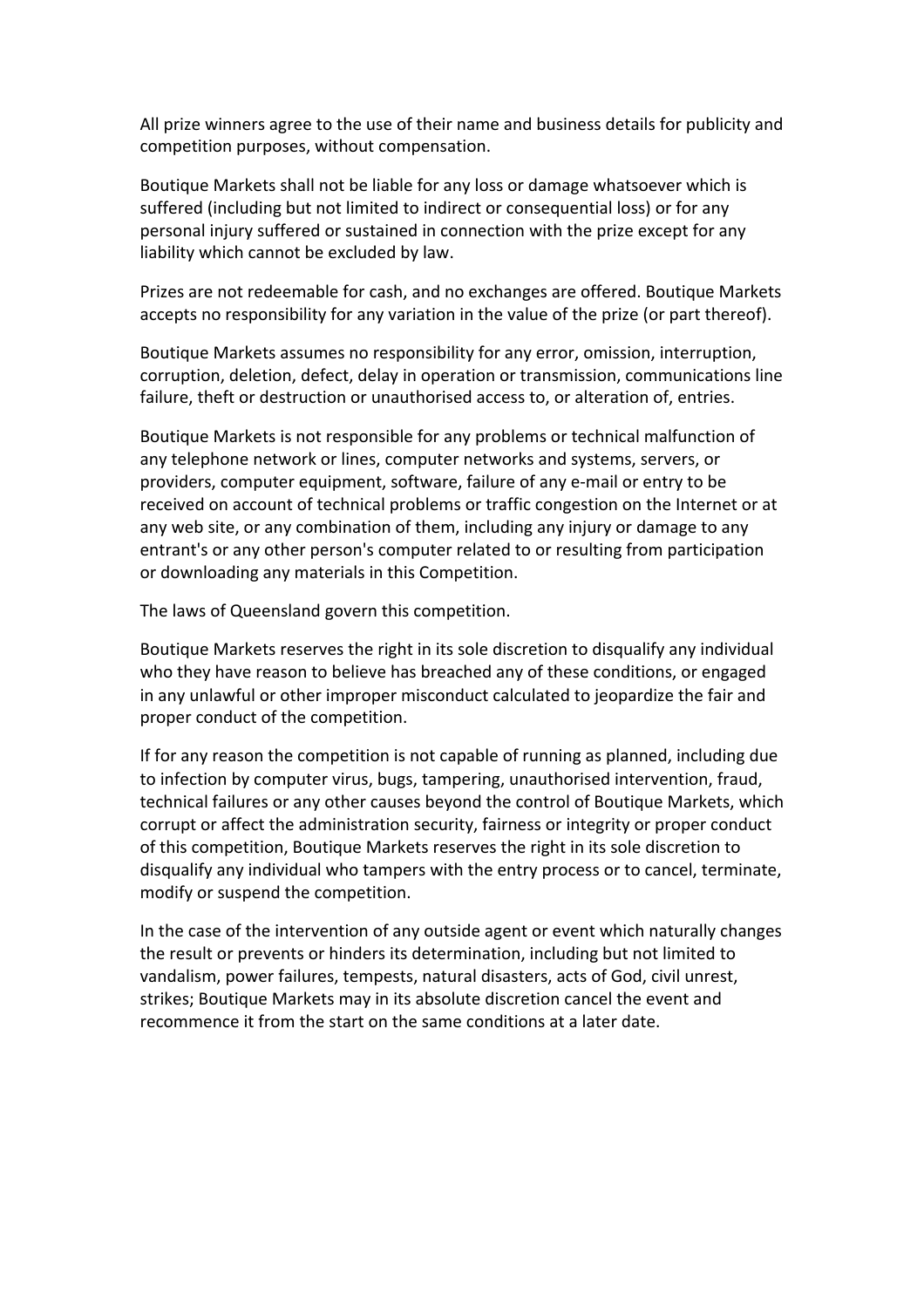All prize winners agree to the use of their name and business details for publicity and competition purposes, without compensation.

Boutique Markets shall not be liable for any loss or damage whatsoever which is suffered (including but not limited to indirect or consequential loss) or for any personal injury suffered or sustained in connection with the prize except for any liability which cannot be excluded by law.

Prizes are not redeemable for cash, and no exchanges are offered. Boutique Markets accepts no responsibility for any variation in the value of the prize (or part thereof).

Boutique Markets assumes no responsibility for any error, omission, interruption, corruption, deletion, defect, delay in operation or transmission, communications line failure, theft or destruction or unauthorised access to, or alteration of, entries.

Boutique Markets is not responsible for any problems or technical malfunction of any telephone network or lines, computer networks and systems, servers, or providers, computer equipment, software, failure of any e-mail or entry to be received on account of technical problems or traffic congestion on the Internet or at any web site, or any combination of them, including any injury or damage to any entrant's or any other person's computer related to or resulting from participation or downloading any materials in this Competition.

The laws of Queensland govern this competition.

Boutique Markets reserves the right in its sole discretion to disqualify any individual who they have reason to believe has breached any of these conditions, or engaged in any unlawful or other improper misconduct calculated to jeopardize the fair and proper conduct of the competition.

If for any reason the competition is not capable of running as planned, including due to infection by computer virus, bugs, tampering, unauthorised intervention, fraud, technical failures or any other causes beyond the control of Boutique Markets, which corrupt or affect the administration security, fairness or integrity or proper conduct of this competition, Boutique Markets reserves the right in its sole discretion to disqualify any individual who tampers with the entry process or to cancel, terminate, modify or suspend the competition.

In the case of the intervention of any outside agent or event which naturally changes the result or prevents or hinders its determination, including but not limited to vandalism, power failures, tempests, natural disasters, acts of God, civil unrest, strikes; Boutique Markets may in its absolute discretion cancel the event and recommence it from the start on the same conditions at a later date.